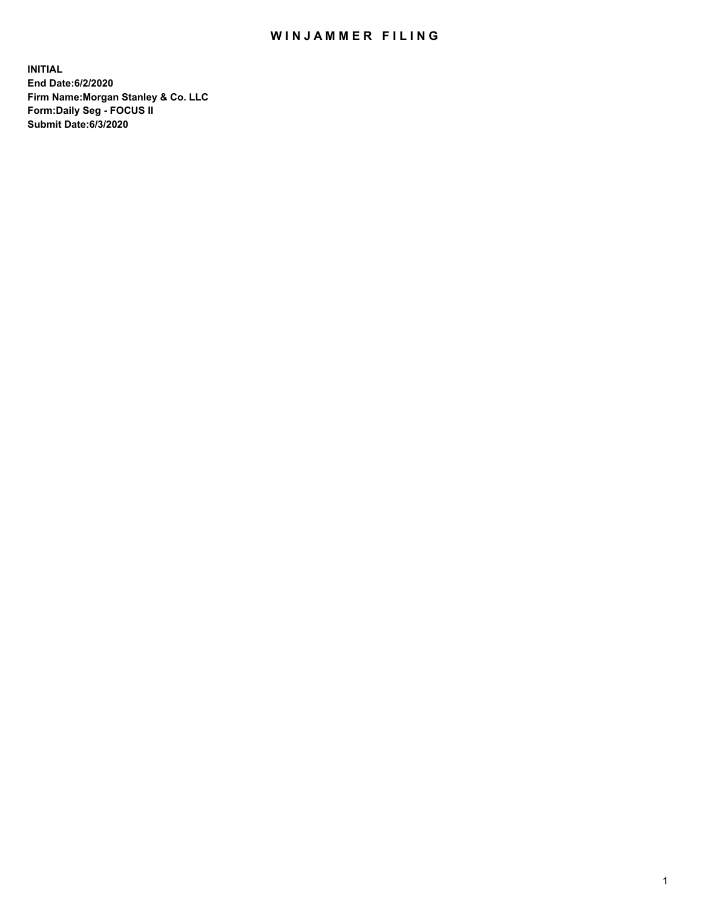# WINJAMMER FILING

**INITIAL**
**End Date:6/2/2020**
**Firm Name:Morgan Stanley & Co. LLC**
**Form:Daily Seg - FOCUS II**
**Submit Date:6/3/2020**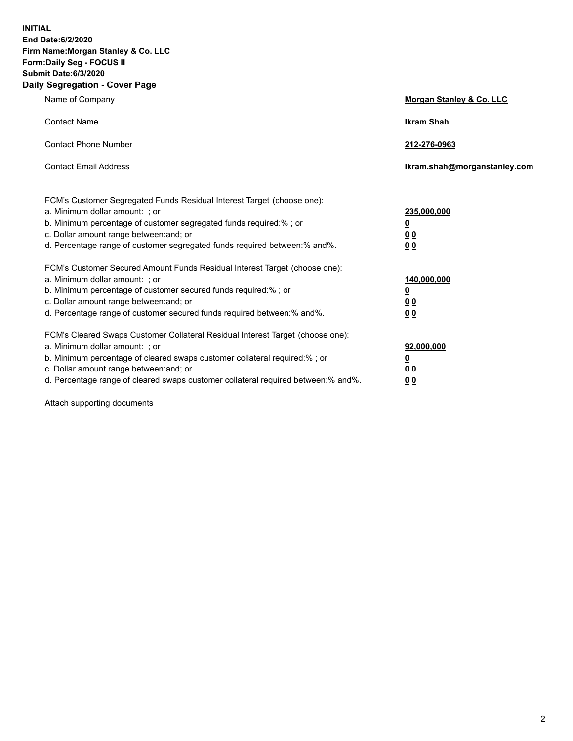**INITIAL**
**End Date:6/2/2020**
**Firm Name:Morgan Stanley & Co. LLC**
**Form:Daily Seg - FOCUS II**
**Submit Date:6/3/2020**

## Daily Segregation - Cover Page

| | |
|---|---|
| Name of Company | **Morgan Stanley & Co. LLC** |
| Contact Name | **Ikram Shah** |
| Contact Phone Number | **212-276-0963** |
| Contact Email Address | **Ikram.shah@morganstanley.com** |

| | |
|---|---|
| FCM's Customer Segregated Funds Residual Interest Target (choose one): | |
| a. Minimum dollar amount: ; or | **235,000,000** |
| b. Minimum percentage of customer segregated funds required:% ; or | **0** |
| c. Dollar amount range between:and; or | **0 0** |
| d. Percentage range of customer segregated funds required between:% and%. | **0 0** |
| FCM's Customer Secured Amount Funds Residual Interest Target (choose one): | |
| a. Minimum dollar amount: ; or | **140,000,000** |
| b. Minimum percentage of customer secured funds required:% ; or | **0** |
| c. Dollar amount range between:and; or | **0 0** |
| d. Percentage range of customer secured funds required between:% and%. | **0 0** |
| FCM's Cleared Swaps Customer Collateral Residual Interest Target (choose one): | |
| a. Minimum dollar amount: ; or | **92,000,000** |
| b. Minimum percentage of cleared swaps customer collateral required:% ; or | **0** |
| c. Dollar amount range between:and; or | **0 0** |
| d. Percentage range of cleared swaps customer collateral required between:% and%. | **0 0** |

Attach supporting documents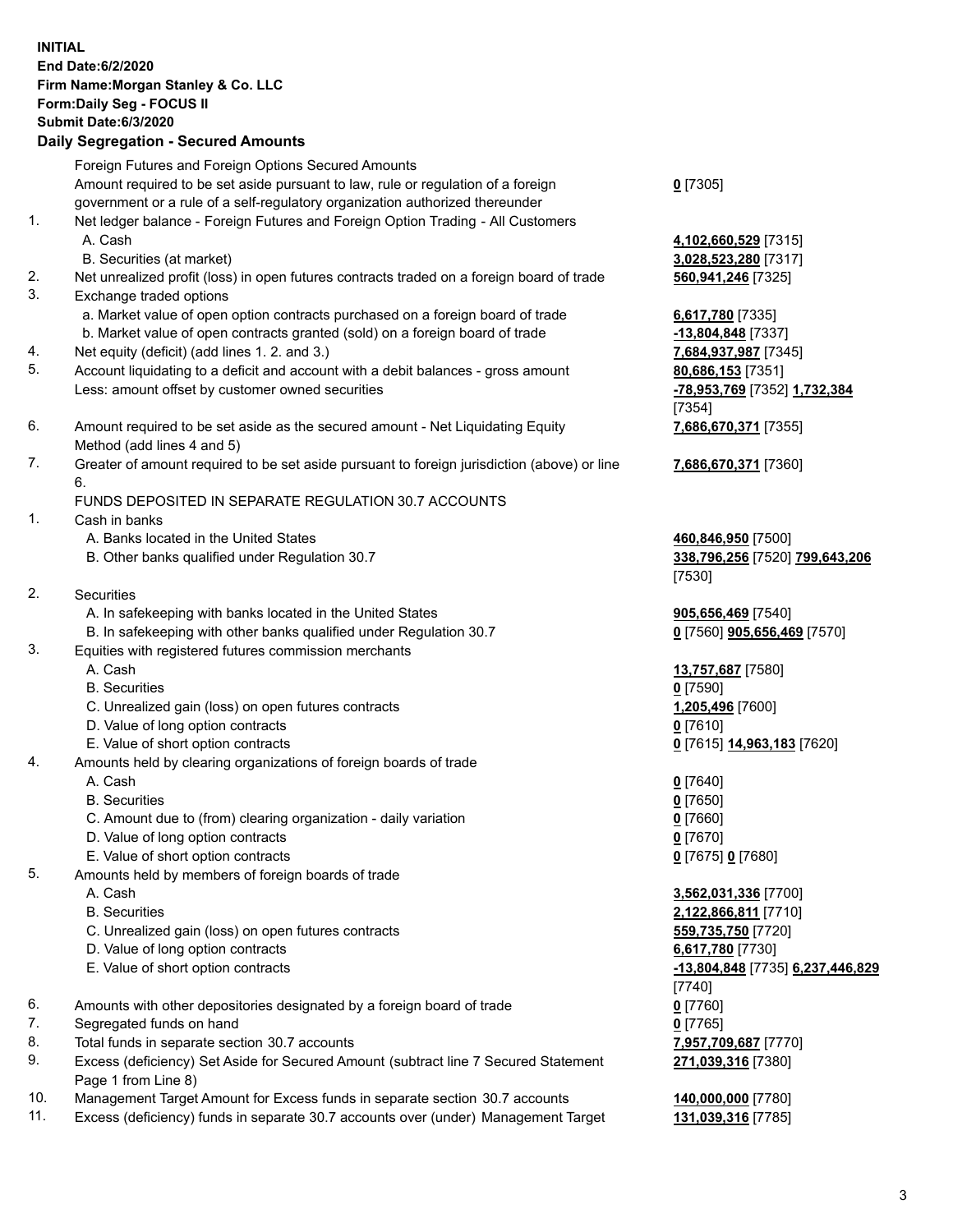**INITIAL**
**End Date:6/2/2020**
**Firm Name:Morgan Stanley & Co. LLC**
**Form:Daily Seg - FOCUS II**
**Submit Date:6/3/2020**

**Daily Segregation - Secured Amounts**

| | | |
|---|---|---|
| | Foreign Futures and Foreign Options Secured Amounts | |
| | Amount required to be set aside pursuant to law, rule or regulation of a foreign government or a rule of a self-regulatory organization authorized thereunder | **0** [7305] |
| 1. | Net ledger balance - Foreign Futures and Foreign Option Trading - All Customers | |
| | A. Cash | **4,102,660,529** [7315] |
| | B. Securities (at market) | **3,028,523,280** [7317] |
| 2. | Net unrealized profit (loss) in open futures contracts traded on a foreign board of trade | **560,941,246** [7325] |
| 3. | Exchange traded options | |
| | a. Market value of open option contracts purchased on a foreign board of trade | **6,617,780** [7335] |
| | b. Market value of open contracts granted (sold) on a foreign board of trade | **-13,804,848** [7337] |
| 4. | Net equity (deficit) (add lines 1. 2. and 3.) | **7,684,937,987** [7345] |
| 5. | Account liquidating to a deficit and account with a debit balances - gross amount | **80,686,153** [7351] |
| | Less: amount offset by customer owned securities | **-78,953,769** [7352] **1,732,384** [7354] |
| 6. | Amount required to be set aside as the secured amount - Net Liquidating Equity Method (add lines 4 and 5) | **7,686,670,371** [7355] |
| 7. | Greater of amount required to be set aside pursuant to foreign jurisdiction (above) or line 6. | **7,686,670,371** [7360] |
| | FUNDS DEPOSITED IN SEPARATE REGULATION 30.7 ACCOUNTS | |
| 1. | Cash in banks | |
| | A. Banks located in the United States | **460,846,950** [7500] |
| | B. Other banks qualified under Regulation 30.7 | **338,796,256** [7520] **799,643,206** [7530] |
| 2. | Securities | |
| | A. In safekeeping with banks located in the United States | **905,656,469** [7540] |
| | B. In safekeeping with other banks qualified under Regulation 30.7 | **0** [7560] **905,656,469** [7570] |
| 3. | Equities with registered futures commission merchants | |
| | A. Cash | **13,757,687** [7580] |
| | B. Securities | **0** [7590] |
| | C. Unrealized gain (loss) on open futures contracts | **1,205,496** [7600] |
| | D. Value of long option contracts | **0** [7610] |
| | E. Value of short option contracts | **0** [7615] **14,963,183** [7620] |
| 4. | Amounts held by clearing organizations of foreign boards of trade | |
| | A. Cash | **0** [7640] |
| | B. Securities | **0** [7650] |
| | C. Amount due to (from) clearing organization - daily variation | **0** [7660] |
| | D. Value of long option contracts | **0** [7670] |
| | E. Value of short option contracts | **0** [7675] **0** [7680] |
| 5. | Amounts held by members of foreign boards of trade | |
| | A. Cash | **3,562,031,336** [7700] |
| | B. Securities | **2,122,866,811** [7710] |
| | C. Unrealized gain (loss) on open futures contracts | **559,735,750** [7720] |
| | D. Value of long option contracts | **6,617,780** [7730] |
| | E. Value of short option contracts | **-13,804,848** [7735] **6,237,446,829** [7740] |
| 6. | Amounts with other depositories designated by a foreign board of trade | **0** [7760] |
| 7. | Segregated funds on hand | **0** [7765] |
| 8. | Total funds in separate section 30.7 accounts | **7,957,709,687** [7770] |
| 9. | Excess (deficiency) Set Aside for Secured Amount (subtract line 7 Secured Statement Page 1 from Line 8) | **271,039,316** [7380] |
| 10. | Management Target Amount for Excess funds in separate section 30.7 accounts | **140,000,000** [7780] |
| 11. | Excess (deficiency) funds in separate 30.7 accounts over (under) Management Target | **131,039,316** [7785] |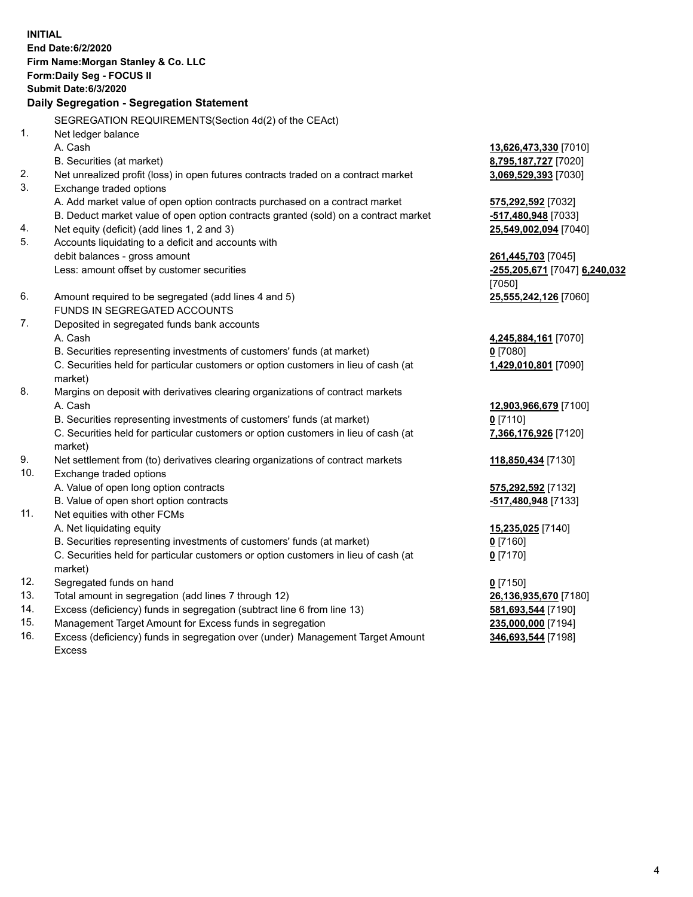**INITIAL**
**End Date:6/2/2020**
**Firm Name:Morgan Stanley & Co. LLC**
**Form:Daily Seg - FOCUS II**
**Submit Date:6/3/2020**
**Daily Segregation - Segregation Statement**

SEGREGATION REQUIREMENTS(Section 4d(2) of the CEAct)

| | | |
|---|---|---|
| 1. | Net ledger balance | |
| | A. Cash | **13,626,473,330** [7010] |
| | B. Securities (at market) | **8,795,187,727** [7020] |
| 2. | Net unrealized profit (loss) in open futures contracts traded on a contract market | **3,069,529,393** [7030] |
| 3. | Exchange traded options | |
| | A. Add market value of open option contracts purchased on a contract market | **575,292,592** [7032] |
| | B. Deduct market value of open option contracts granted (sold) on a contract market | **-517,480,948** [7033] |
| 4. | Net equity (deficit) (add lines 1, 2 and 3) | **25,549,002,094** [7040] |
| 5. | Accounts liquidating to a deficit and accounts with debit balances - gross amount | **261,445,703** [7045] |
| | Less: amount offset by customer securities | **-255,205,671** [7047] **6,240,032** [7050] |
| 6. | Amount required to be segregated (add lines 4 and 5) | **25,555,242,126** [7060] |
| | FUNDS IN SEGREGATED ACCOUNTS | |
| 7. | Deposited in segregated funds bank accounts | |
| | A. Cash | **4,245,884,161** [7070] |
| | B. Securities representing investments of customers' funds (at market) | **0** [7080] |
| | C. Securities held for particular customers or option customers in lieu of cash (at market) | **1,429,010,801** [7090] |
| 8. | Margins on deposit with derivatives clearing organizations of contract markets | |
| | A. Cash | **12,903,966,679** [7100] |
| | B. Securities representing investments of customers' funds (at market) | **0** [7110] |
| | C. Securities held for particular customers or option customers in lieu of cash (at market) | **7,366,176,926** [7120] |
| 9. | Net settlement from (to) derivatives clearing organizations of contract markets | **118,850,434** [7130] |
| 10. | Exchange traded options | |
| | A. Value of open long option contracts | **575,292,592** [7132] |
| | B. Value of open short option contracts | **-517,480,948** [7133] |
| 11. | Net equities with other FCMs | |
| | A. Net liquidating equity | **15,235,025** [7140] |
| | B. Securities representing investments of customers' funds (at market) | **0** [7160] |
| | C. Securities held for particular customers or option customers in lieu of cash (at market) | **0** [7170] |
| 12. | Segregated funds on hand | **0** [7150] |
| 13. | Total amount in segregation (add lines 7 through 12) | **26,136,935,670** [7180] |
| 14. | Excess (deficiency) funds in segregation (subtract line 6 from line 13) | **581,693,544** [7190] |
| 15. | Management Target Amount for Excess funds in segregation | **235,000,000** [7194] |
| 16. | Excess (deficiency) funds in segregation over (under) Management Target Amount Excess | **346,693,544** [7198] |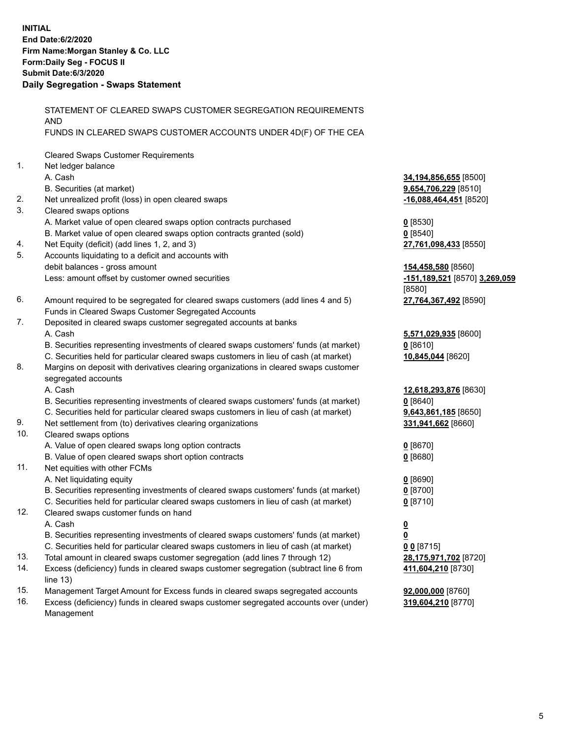**INITIAL**
**End Date:6/2/2020**
**Firm Name:Morgan Stanley & Co. LLC**
**Form:Daily Seg - FOCUS II**
**Submit Date:6/3/2020**
**Daily Segregation - Swaps Statement**

STATEMENT OF CLEARED SWAPS CUSTOMER SEGREGATION REQUIREMENTS AND
FUNDS IN CLEARED SWAPS CUSTOMER ACCOUNTS UNDER 4D(F) OF THE CEA

| | | |
|---|---|---|
| | Cleared Swaps Customer Requirements | |
| 1. | Net ledger balance | |
| | A. Cash | **34,194,856,655** [8500] |
| | B. Securities (at market) | **9,654,706,229** [8510] |
| 2. | Net unrealized profit (loss) in open cleared swaps | **-16,088,464,451** [8520] |
| 3. | Cleared swaps options | |
| | A. Market value of open cleared swaps option contracts purchased | **0** [8530] |
| | B. Market value of open cleared swaps option contracts granted (sold) | **0** [8540] |
| 4. | Net Equity (deficit) (add lines 1, 2, and 3) | **27,761,098,433** [8550] |
| 5. | Accounts liquidating to a deficit and accounts with debit balances - gross amount | **154,458,580** [8560] |
| | Less: amount offset by customer owned securities | **-151,189,521** [8570] **3,269,059** [8580] |
| 6. | Amount required to be segregated for cleared swaps customers (add lines 4 and 5) | **27,764,367,492** [8590] |
| | Funds in Cleared Swaps Customer Segregated Accounts | |
| 7. | Deposited in cleared swaps customer segregated accounts at banks | |
| | A. Cash | **5,571,029,935** [8600] |
| | B. Securities representing investments of cleared swaps customers' funds (at market) | **0** [8610] |
| | C. Securities held for particular cleared swaps customers in lieu of cash (at market) | **10,845,044** [8620] |
| 8. | Margins on deposit with derivatives clearing organizations in cleared swaps customer segregated accounts | |
| | A. Cash | **12,618,293,876** [8630] |
| | B. Securities representing investments of cleared swaps customers' funds (at market) | **0** [8640] |
| | C. Securities held for particular cleared swaps customers in lieu of cash (at market) | **9,643,861,185** [8650] |
| 9. | Net settlement from (to) derivatives clearing organizations | **331,941,662** [8660] |
| 10. | Cleared swaps options | |
| | A. Value of open cleared swaps long option contracts | **0** [8670] |
| | B. Value of open cleared swaps short option contracts | **0** [8680] |
| 11. | Net equities with other FCMs | |
| | A. Net liquidating equity | **0** [8690] |
| | B. Securities representing investments of cleared swaps customers' funds (at market) | **0** [8700] |
| | C. Securities held for particular cleared swaps customers in lieu of cash (at market) | **0** [8710] |
| 12. | Cleared swaps customer funds on hand | |
| | A. Cash | **0** |
| | B. Securities representing investments of cleared swaps customers' funds (at market) | **0** |
| | C. Securities held for particular cleared swaps customers in lieu of cash (at market) | **0** **0** [8715] |
| 13. | Total amount in cleared swaps customer segregation (add lines 7 through 12) | **28,175,971,702** [8720] |
| 14. | Excess (deficiency) funds in cleared swaps customer segregation (subtract line 6 from line 13) | **411,604,210** [8730] |
| 15. | Management Target Amount for Excess funds in cleared swaps segregated accounts | **92,000,000** [8760] |
| 16. | Excess (deficiency) funds in cleared swaps customer segregated accounts over (under) Management | **319,604,210** [8770] |